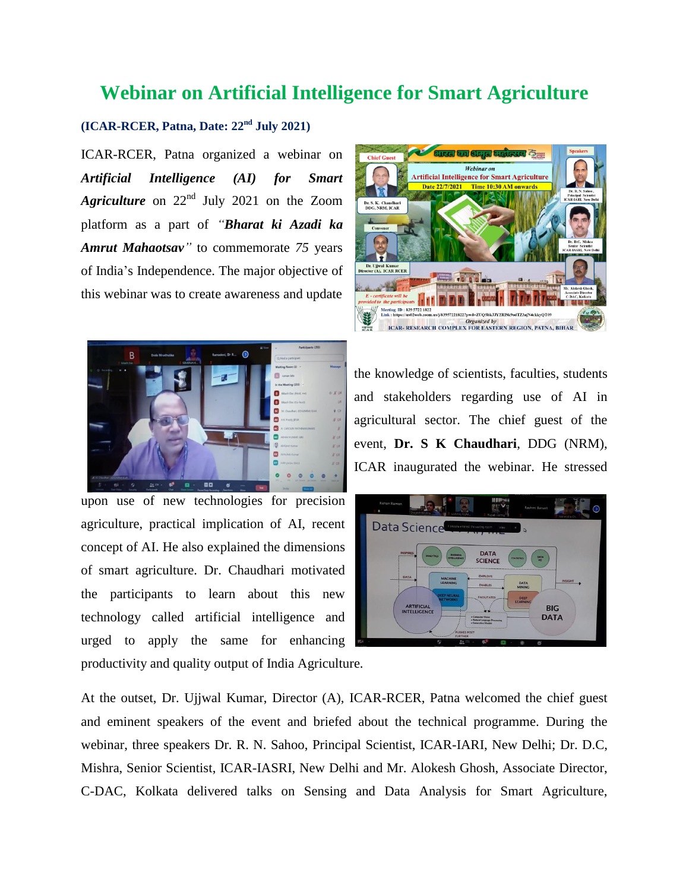# Webinar on Artificial Intelligence for Smart Agriculture

**(ICAR-RCER, Patna, Date: 22nd July 2021)**

ICAR-RCER, Patna organized a webinar on ***Artificial Intelligence (AI) for Smart Agriculture*** on 22nd July 2021 on the Zoom platform as a part of *"**Bharat ki Azadi ka Amrut Mahaotsav**"* to commemorate *75* years of India's Independence. The major objective of this webinar was to create awareness and update the knowledge of scientists, faculties, students and stakeholders regarding use of AI in agricultural sector. The chief guest of the event, **Dr. S K Chaudhari**, DDG (NRM), ICAR inaugurated the webinar. He stressed upon use of new technologies for precision agriculture, practical implication of AI, recent concept of AI. He also explained the dimensions of smart agriculture. Dr. Chaudhari motivated the participants to learn about this new technology called artificial intelligence and urged to apply the same for enhancing productivity and quality output of India Agriculture.

At the outset, Dr. Ujjwal Kumar, Director (A), ICAR-RCER, Patna welcomed the chief guest and eminent speakers of the event and briefed about the technical programme. During the webinar, three speakers Dr. R. N. Sahoo, Principal Scientist, ICAR-IARI, New Delhi; Dr. D.C, Mishra, Senior Scientist, ICAR-IASRI, New Delhi and Mr. Alokesh Ghosh, Associate Director, C-DAC, Kolkata delivered talks on Sensing and Data Analysis for Smart Agriculture,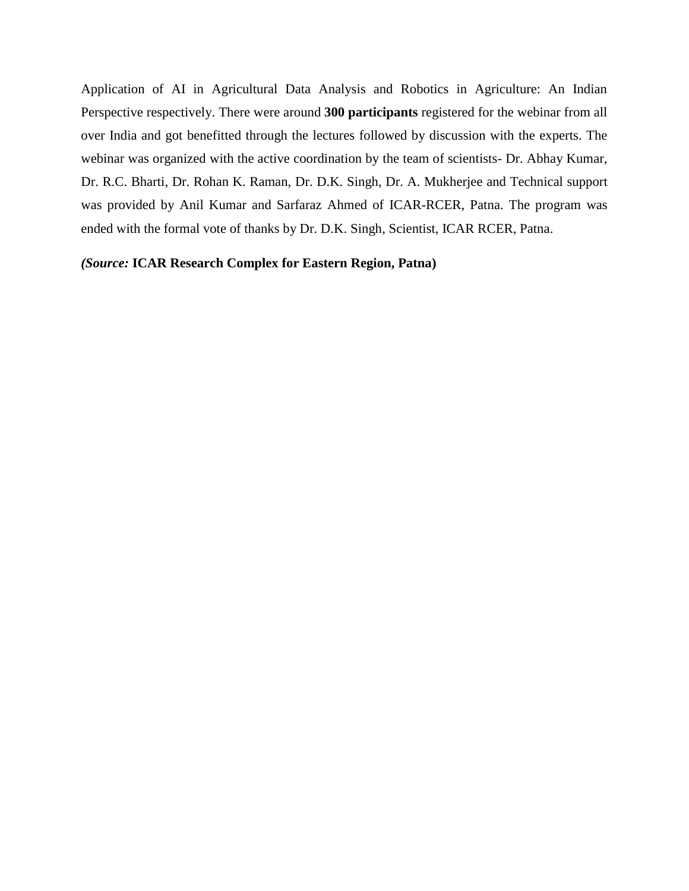Application of AI in Agricultural Data Analysis and Robotics in Agriculture: An Indian Perspective respectively. There were around **300 participants** registered for the webinar from all over India and got benefitted through the lectures followed by discussion with the experts. The webinar was organized with the active coordination by the team of scientists- Dr. Abhay Kumar, Dr. R.C. Bharti, Dr. Rohan K. Raman, Dr. D.K. Singh, Dr. A. Mukherjee and Technical support was provided by Anil Kumar and Sarfaraz Ahmed of ICAR-RCER, Patna. The program was ended with the formal vote of thanks by Dr. D.K. Singh, Scientist, ICAR RCER, Patna.

***(Source:*** **ICAR Research Complex for Eastern Region, Patna)**